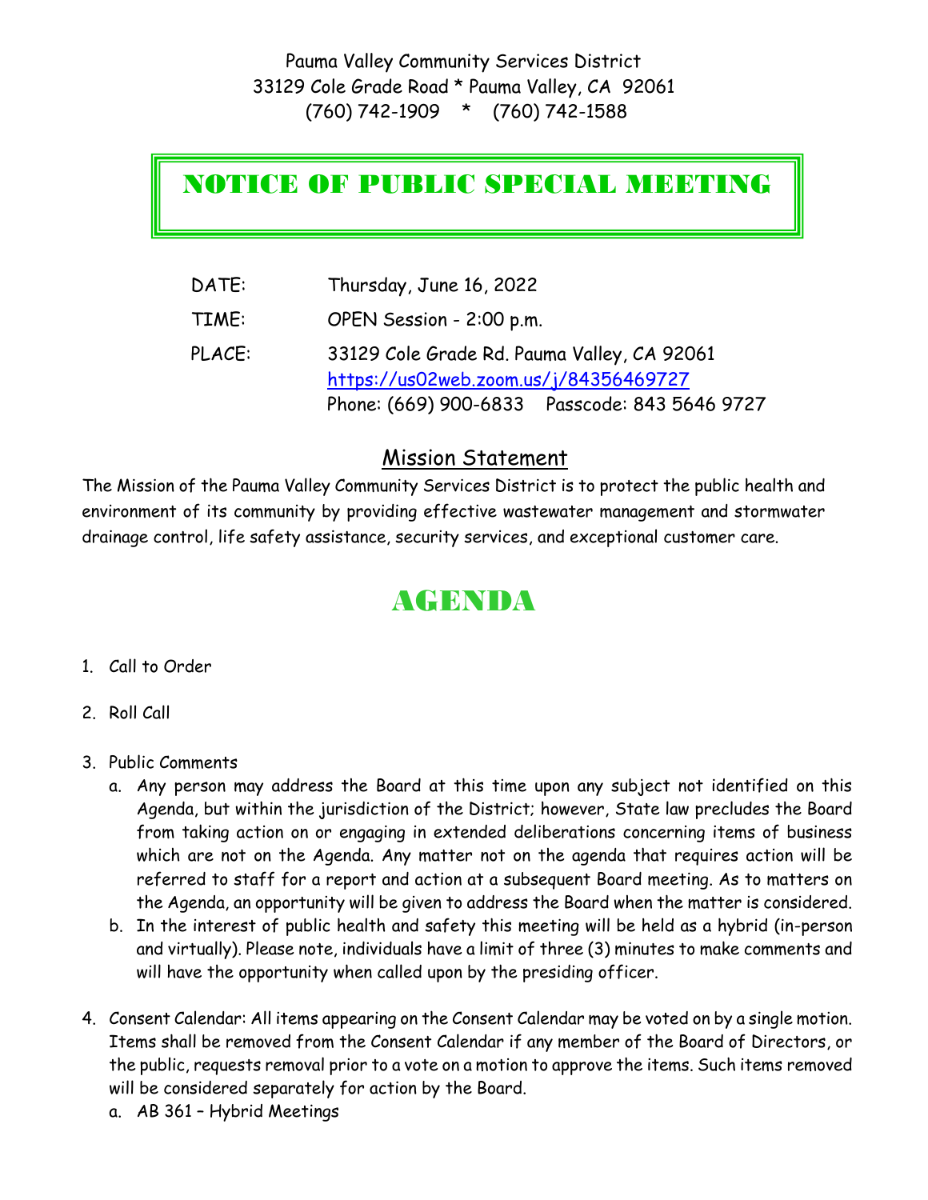Pauma Valley Community Services District
33129 Cole Grade Road * Pauma Valley, CA 92061
(760) 742-1909 * (760) 742-1588

# NOTICE OF PUBLIC SPECIAL MEETING

DATE: Thursday, June 16, 2022

TIME: OPEN Session - 2:00 p.m.

PLACE: 33129 Cole Grade Rd. Pauma Valley, CA 92061
https://us02web.zoom.us/j/84356469727
Phone: (669) 900-6833 Passcode: 843 5646 9727

## Mission Statement

The Mission of the Pauma Valley Community Services District is to protect the public health and environment of its community by providing effective wastewater management and stormwater drainage control, life safety assistance, security services, and exceptional customer care.

# AGENDA

1. Call to Order
2. Roll Call
3. Public Comments
   a. Any person may address the Board at this time upon any subject not identified on this Agenda, but within the jurisdiction of the District; however, State law precludes the Board from taking action on or engaging in extended deliberations concerning items of business which are not on the Agenda. Any matter not on the agenda that requires action will be referred to staff for a report and action at a subsequent Board meeting. As to matters on the Agenda, an opportunity will be given to address the Board when the matter is considered.
   b. In the interest of public health and safety this meeting will be held as a hybrid (in-person and virtually). Please note, individuals have a limit of three (3) minutes to make comments and will have the opportunity when called upon by the presiding officer.
4. Consent Calendar: All items appearing on the Consent Calendar may be voted on by a single motion. Items shall be removed from the Consent Calendar if any member of the Board of Directors, or the public, requests removal prior to a vote on a motion to approve the items. Such items removed will be considered separately for action by the Board.
   a. AB 361 – Hybrid Meetings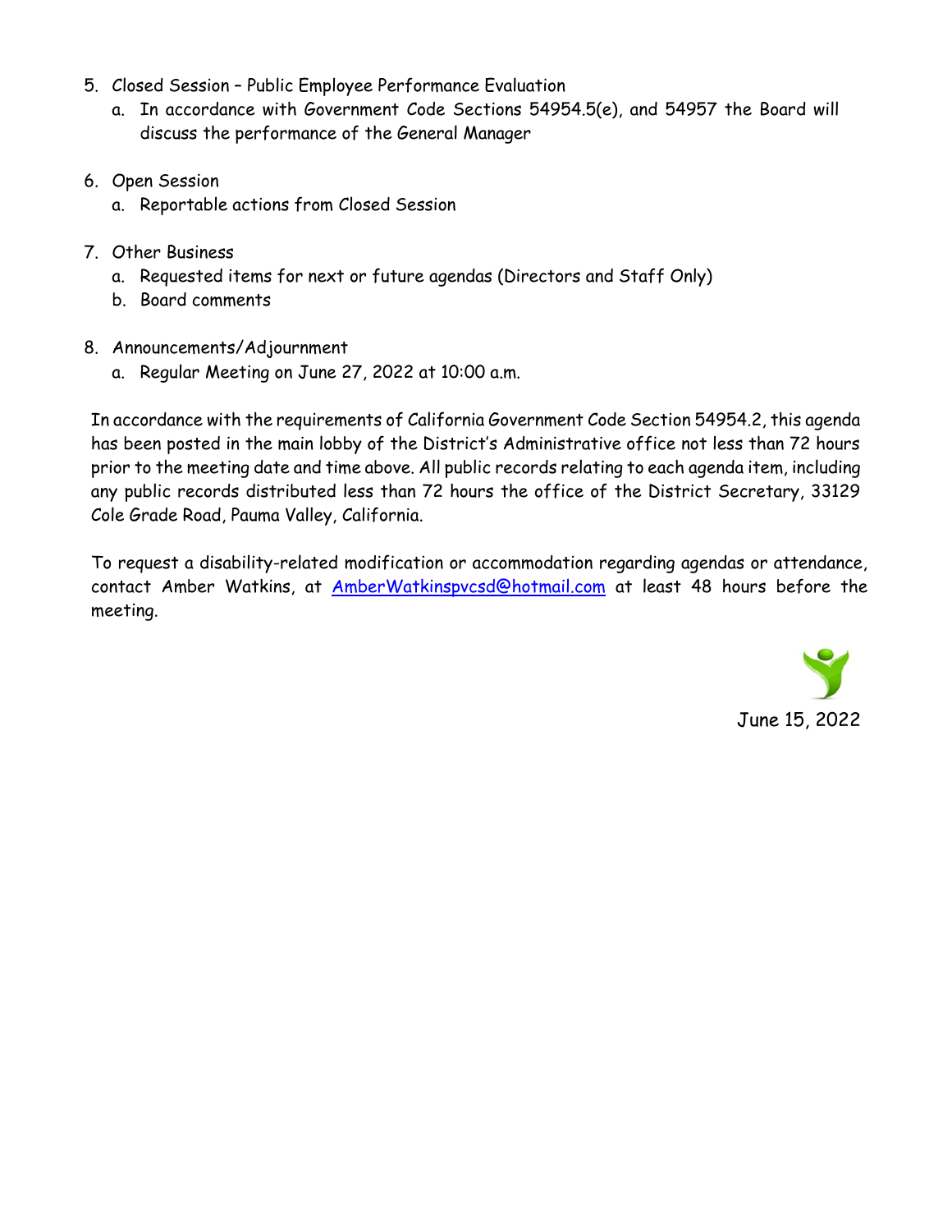5. Closed Session – Public Employee Performance Evaluation
   a. In accordance with Government Code Sections 54954.5(e), and 54957 the Board will discuss the performance of the General Manager

6. Open Session
   a. Reportable actions from Closed Session

7. Other Business
   a. Requested items for next or future agendas (Directors and Staff Only)
   b. Board comments

8. Announcements/Adjournment
   a. Regular Meeting on June 27, 2022 at 10:00 a.m.

In accordance with the requirements of California Government Code Section 54954.2, this agenda has been posted in the main lobby of the District's Administrative office not less than 72 hours prior to the meeting date and time above. All public records relating to each agenda item, including any public records distributed less than 72 hours the office of the District Secretary, 33129 Cole Grade Road, Pauma Valley, California.

To request a disability-related modification or accommodation regarding agendas or attendance, contact Amber Watkins, at AmberWatkinspvcsd@hotmail.com at least 48 hours before the meeting.

June 15, 2022